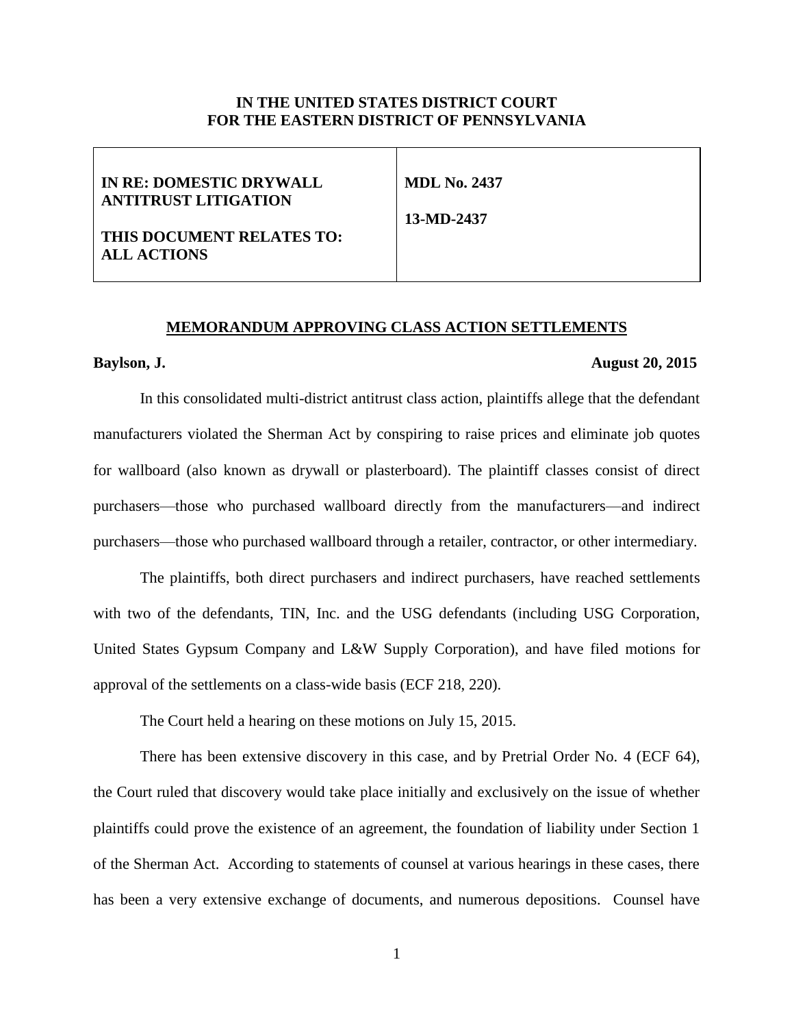**IN THE UNITED STATES DISTRICT COURT**
**FOR THE EASTERN DISTRICT OF PENNSYLVANIA**

| | |
|---|---|
| **IN RE: DOMESTIC DRYWALL ANTITRUST LITIGATION**<br><br>**THIS DOCUMENT RELATES TO: ALL ACTIONS** | **MDL No. 2437**<br><br>**13-MD-2437** |

**MEMORANDUM APPROVING CLASS ACTION SETTLEMENTS**

**Baylson, J.** **August 20, 2015**

In this consolidated multi-district antitrust class action, plaintiffs allege that the defendant manufacturers violated the Sherman Act by conspiring to raise prices and eliminate job quotes for wallboard (also known as drywall or plasterboard). The plaintiff classes consist of direct purchasers—those who purchased wallboard directly from the manufacturers—and indirect purchasers—those who purchased wallboard through a retailer, contractor, or other intermediary.

The plaintiffs, both direct purchasers and indirect purchasers, have reached settlements with two of the defendants, TIN, Inc. and the USG defendants (including USG Corporation, United States Gypsum Company and L&W Supply Corporation), and have filed motions for approval of the settlements on a class-wide basis (ECF 218, 220).

The Court held a hearing on these motions on July 15, 2015.

There has been extensive discovery in this case, and by Pretrial Order No. 4 (ECF 64), the Court ruled that discovery would take place initially and exclusively on the issue of whether plaintiffs could prove the existence of an agreement, the foundation of liability under Section 1 of the Sherman Act. According to statements of counsel at various hearings in these cases, there has been a very extensive exchange of documents, and numerous depositions. Counsel have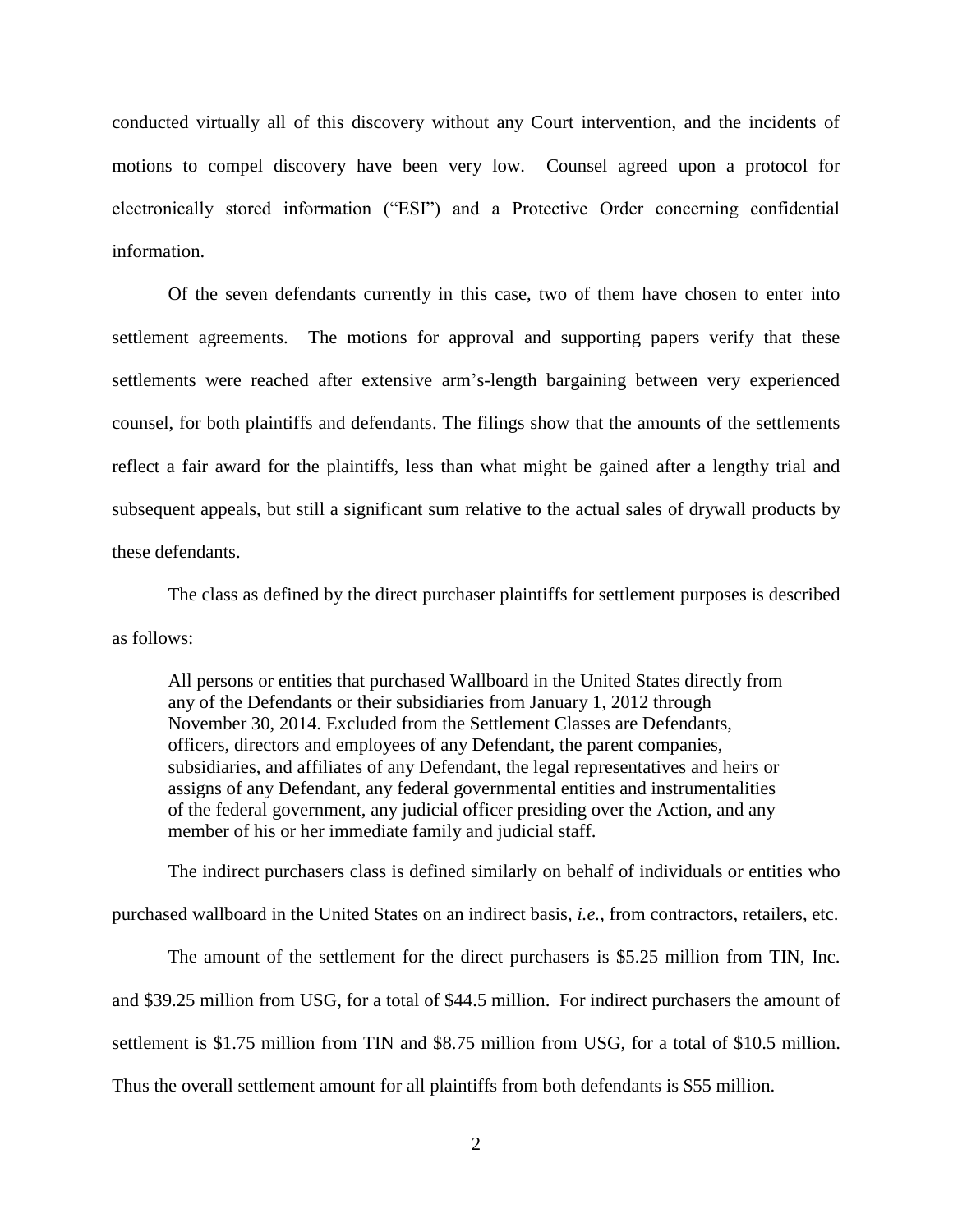conducted virtually all of this discovery without any Court intervention, and the incidents of motions to compel discovery have been very low. Counsel agreed upon a protocol for electronically stored information ("ESI") and a Protective Order concerning confidential information.

Of the seven defendants currently in this case, two of them have chosen to enter into settlement agreements. The motions for approval and supporting papers verify that these settlements were reached after extensive arm's-length bargaining between very experienced counsel, for both plaintiffs and defendants. The filings show that the amounts of the settlements reflect a fair award for the plaintiffs, less than what might be gained after a lengthy trial and subsequent appeals, but still a significant sum relative to the actual sales of drywall products by these defendants.

The class as defined by the direct purchaser plaintiffs for settlement purposes is described as follows:

> All persons or entities that purchased Wallboard in the United States directly from any of the Defendants or their subsidiaries from January 1, 2012 through November 30, 2014. Excluded from the Settlement Classes are Defendants, officers, directors and employees of any Defendant, the parent companies, subsidiaries, and affiliates of any Defendant, the legal representatives and heirs or assigns of any Defendant, any federal governmental entities and instrumentalities of the federal government, any judicial officer presiding over the Action, and any member of his or her immediate family and judicial staff.

The indirect purchasers class is defined similarly on behalf of individuals or entities who purchased wallboard in the United States on an indirect basis, *i.e.*, from contractors, retailers, etc.

The amount of the settlement for the direct purchasers is $5.25 million from TIN, Inc. and $39.25 million from USG, for a total of $44.5 million. For indirect purchasers the amount of settlement is $1.75 million from TIN and $8.75 million from USG, for a total of $10.5 million. Thus the overall settlement amount for all plaintiffs from both defendants is $55 million.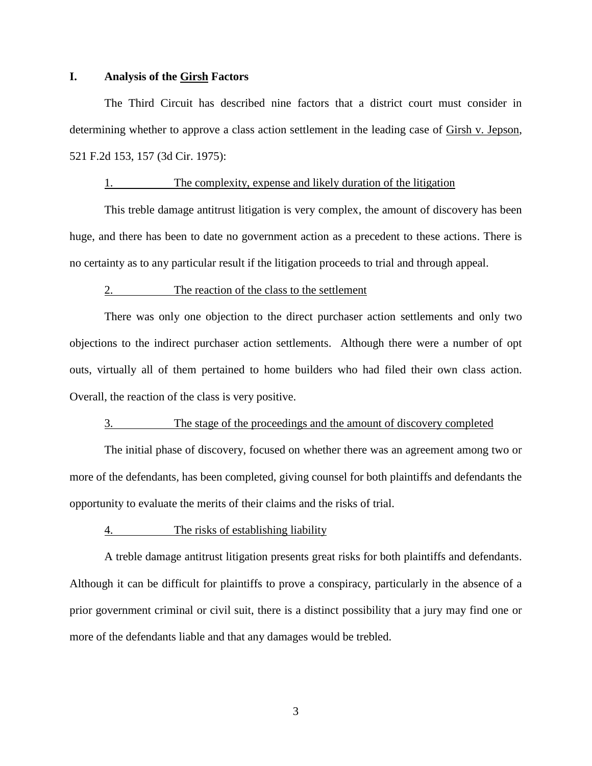## I. Analysis of the Girsh Factors

The Third Circuit has described nine factors that a district court must consider in determining whether to approve a class action settlement in the leading case of Girsh v. Jepson, 521 F.2d 153, 157 (3d Cir. 1975):

### 1. The complexity, expense and likely duration of the litigation

This treble damage antitrust litigation is very complex, the amount of discovery has been huge, and there has been to date no government action as a precedent to these actions. There is no certainty as to any particular result if the litigation proceeds to trial and through appeal.

### 2. The reaction of the class to the settlement

There was only one objection to the direct purchaser action settlements and only two objections to the indirect purchaser action settlements. Although there were a number of opt outs, virtually all of them pertained to home builders who had filed their own class action. Overall, the reaction of the class is very positive.

### 3. The stage of the proceedings and the amount of discovery completed

The initial phase of discovery, focused on whether there was an agreement among two or more of the defendants, has been completed, giving counsel for both plaintiffs and defendants the opportunity to evaluate the merits of their claims and the risks of trial.

### 4. The risks of establishing liability

A treble damage antitrust litigation presents great risks for both plaintiffs and defendants. Although it can be difficult for plaintiffs to prove a conspiracy, particularly in the absence of a prior government criminal or civil suit, there is a distinct possibility that a jury may find one or more of the defendants liable and that any damages would be trebled.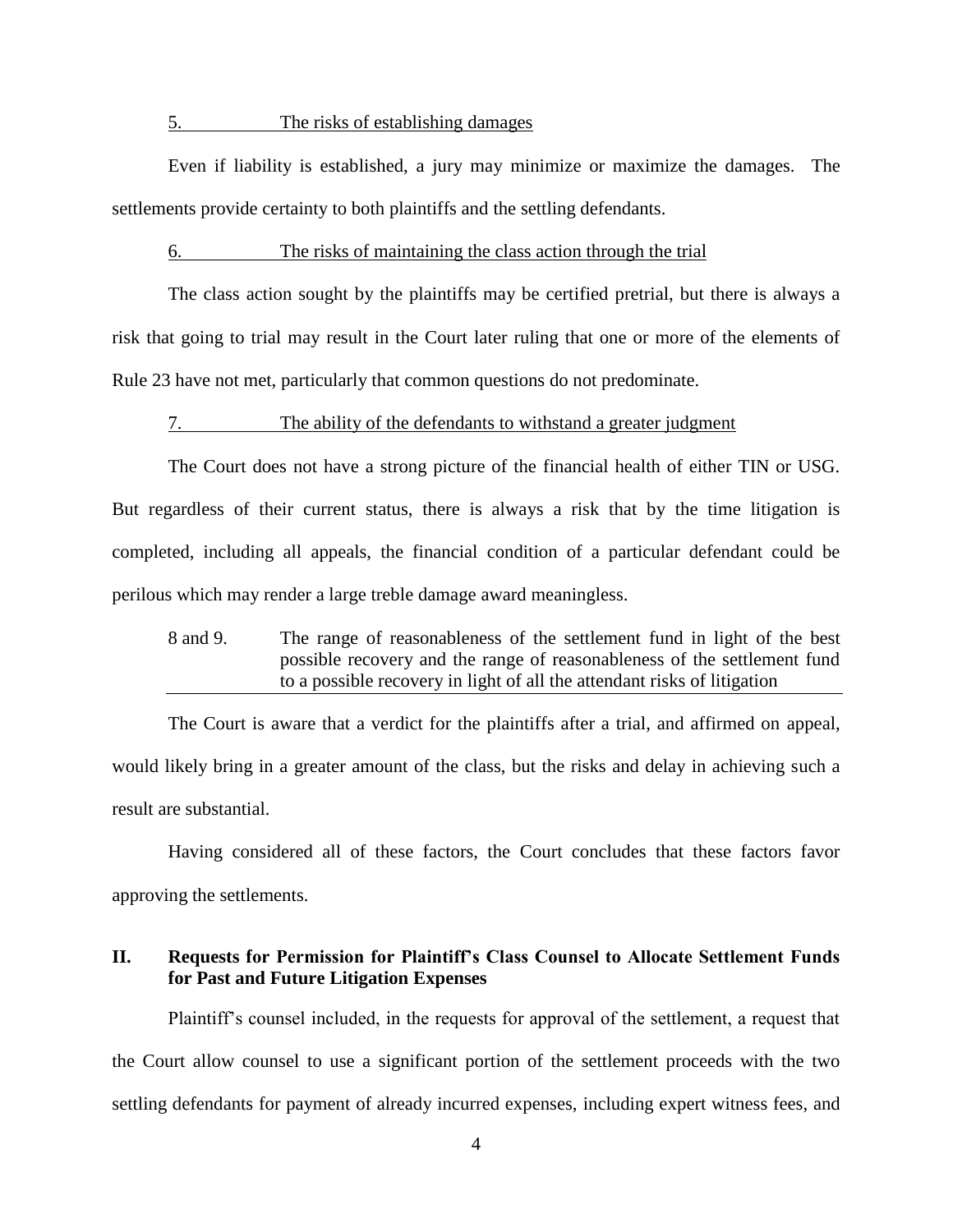5. The risks of establishing damages

Even if liability is established, a jury may minimize or maximize the damages. The settlements provide certainty to both plaintiffs and the settling defendants.

6. The risks of maintaining the class action through the trial

The class action sought by the plaintiffs may be certified pretrial, but there is always a risk that going to trial may result in the Court later ruling that one or more of the elements of Rule 23 have not met, particularly that common questions do not predominate.

7. The ability of the defendants to withstand a greater judgment

The Court does not have a strong picture of the financial health of either TIN or USG. But regardless of their current status, there is always a risk that by the time litigation is completed, including all appeals, the financial condition of a particular defendant could be perilous which may render a large treble damage award meaningless.

8 and 9. The range of reasonableness of the settlement fund in light of the best possible recovery and the range of reasonableness of the settlement fund to a possible recovery in light of all the attendant risks of litigation

The Court is aware that a verdict for the plaintiffs after a trial, and affirmed on appeal, would likely bring in a greater amount of the class, but the risks and delay in achieving such a result are substantial.

Having considered all of these factors, the Court concludes that these factors favor approving the settlements.

## II. Requests for Permission for Plaintiff's Class Counsel to Allocate Settlement Funds for Past and Future Litigation Expenses

Plaintiff's counsel included, in the requests for approval of the settlement, a request that the Court allow counsel to use a significant portion of the settlement proceeds with the two settling defendants for payment of already incurred expenses, including expert witness fees, and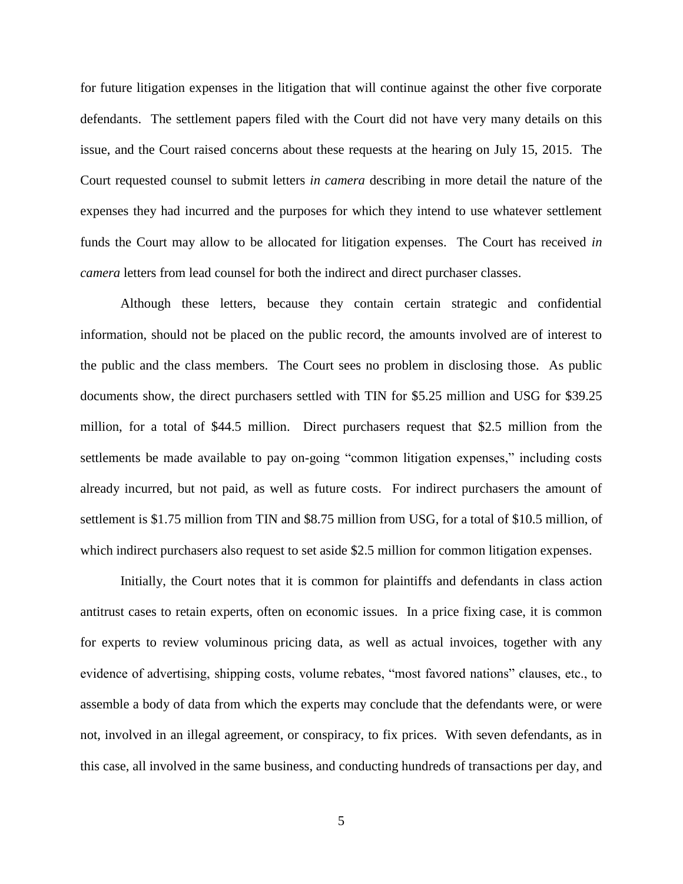for future litigation expenses in the litigation that will continue against the other five corporate defendants. The settlement papers filed with the Court did not have very many details on this issue, and the Court raised concerns about these requests at the hearing on July 15, 2015. The Court requested counsel to submit letters *in camera* describing in more detail the nature of the expenses they had incurred and the purposes for which they intend to use whatever settlement funds the Court may allow to be allocated for litigation expenses. The Court has received *in camera* letters from lead counsel for both the indirect and direct purchaser classes.

Although these letters, because they contain certain strategic and confidential information, should not be placed on the public record, the amounts involved are of interest to the public and the class members. The Court sees no problem in disclosing those. As public documents show, the direct purchasers settled with TIN for $5.25 million and USG for $39.25 million, for a total of $44.5 million. Direct purchasers request that $2.5 million from the settlements be made available to pay on-going "common litigation expenses," including costs already incurred, but not paid, as well as future costs. For indirect purchasers the amount of settlement is $1.75 million from TIN and $8.75 million from USG, for a total of $10.5 million, of which indirect purchasers also request to set aside $2.5 million for common litigation expenses.

Initially, the Court notes that it is common for plaintiffs and defendants in class action antitrust cases to retain experts, often on economic issues. In a price fixing case, it is common for experts to review voluminous pricing data, as well as actual invoices, together with any evidence of advertising, shipping costs, volume rebates, "most favored nations" clauses, etc., to assemble a body of data from which the experts may conclude that the defendants were, or were not, involved in an illegal agreement, or conspiracy, to fix prices. With seven defendants, as in this case, all involved in the same business, and conducting hundreds of transactions per day, and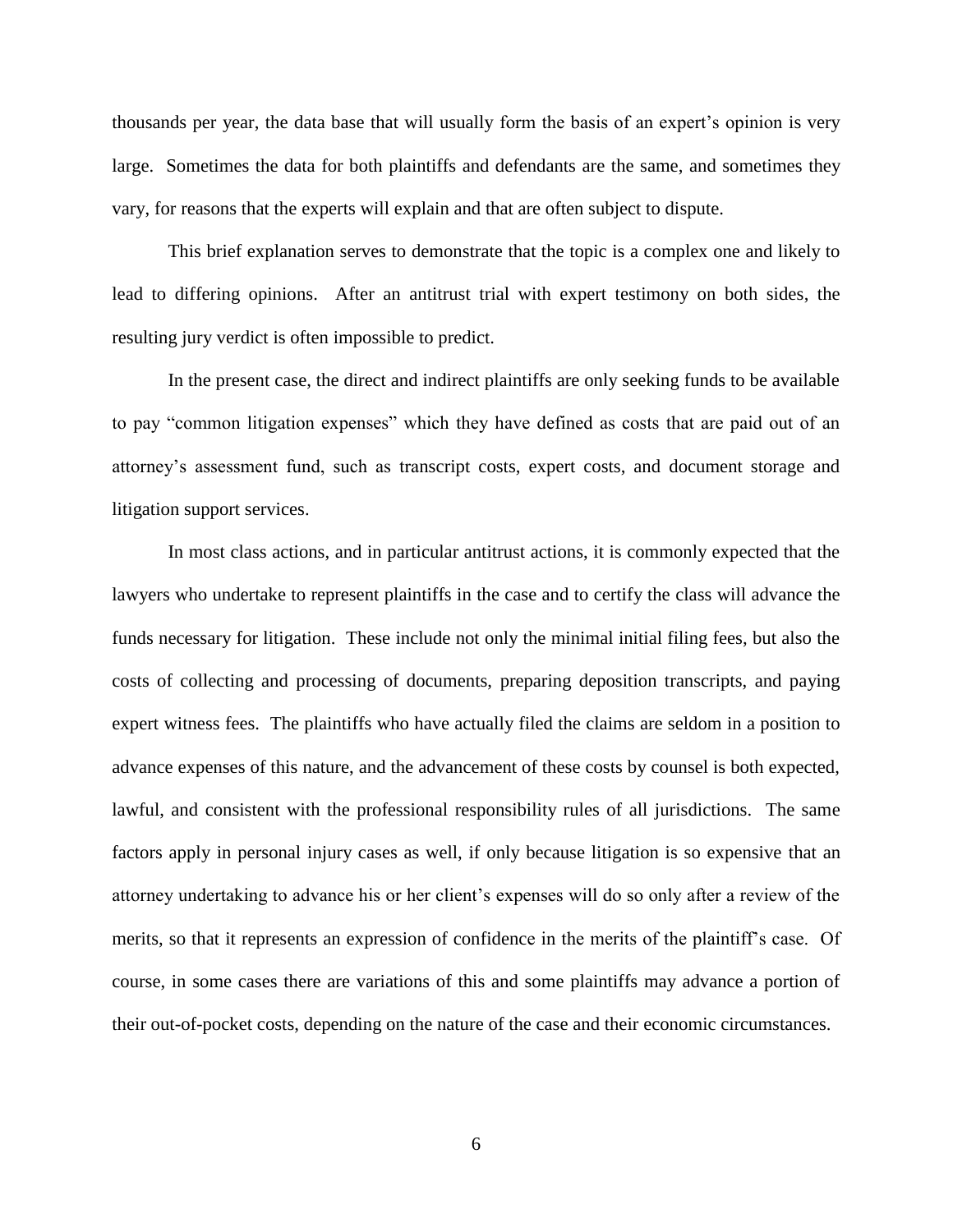thousands per year, the data base that will usually form the basis of an expert's opinion is very large. Sometimes the data for both plaintiffs and defendants are the same, and sometimes they vary, for reasons that the experts will explain and that are often subject to dispute.

This brief explanation serves to demonstrate that the topic is a complex one and likely to lead to differing opinions. After an antitrust trial with expert testimony on both sides, the resulting jury verdict is often impossible to predict.

In the present case, the direct and indirect plaintiffs are only seeking funds to be available to pay "common litigation expenses" which they have defined as costs that are paid out of an attorney's assessment fund, such as transcript costs, expert costs, and document storage and litigation support services.

In most class actions, and in particular antitrust actions, it is commonly expected that the lawyers who undertake to represent plaintiffs in the case and to certify the class will advance the funds necessary for litigation. These include not only the minimal initial filing fees, but also the costs of collecting and processing of documents, preparing deposition transcripts, and paying expert witness fees. The plaintiffs who have actually filed the claims are seldom in a position to advance expenses of this nature, and the advancement of these costs by counsel is both expected, lawful, and consistent with the professional responsibility rules of all jurisdictions. The same factors apply in personal injury cases as well, if only because litigation is so expensive that an attorney undertaking to advance his or her client's expenses will do so only after a review of the merits, so that it represents an expression of confidence in the merits of the plaintiff's case. Of course, in some cases there are variations of this and some plaintiffs may advance a portion of their out-of-pocket costs, depending on the nature of the case and their economic circumstances.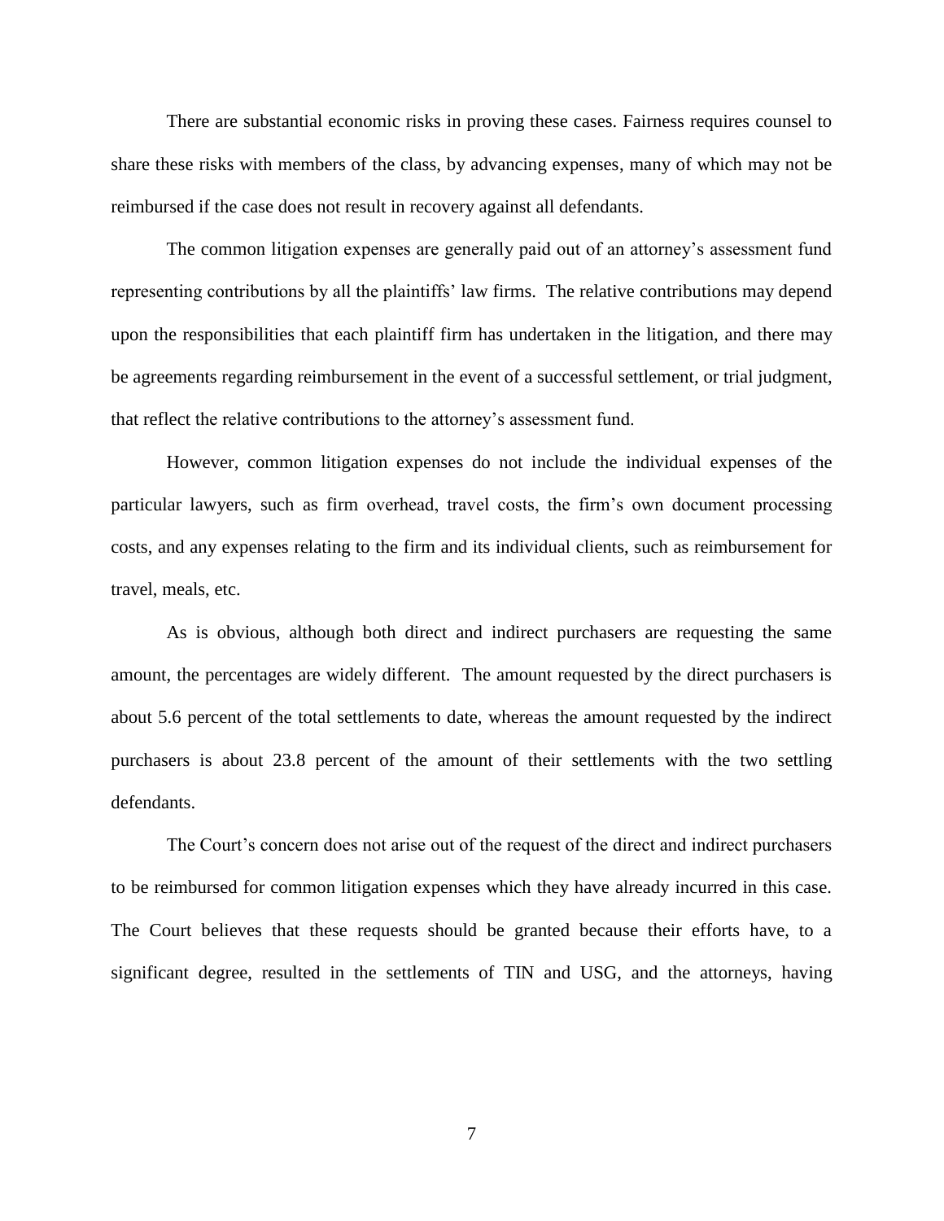There are substantial economic risks in proving these cases. Fairness requires counsel to share these risks with members of the class, by advancing expenses, many of which may not be reimbursed if the case does not result in recovery against all defendants.

The common litigation expenses are generally paid out of an attorney's assessment fund representing contributions by all the plaintiffs' law firms. The relative contributions may depend upon the responsibilities that each plaintiff firm has undertaken in the litigation, and there may be agreements regarding reimbursement in the event of a successful settlement, or trial judgment, that reflect the relative contributions to the attorney's assessment fund.

However, common litigation expenses do not include the individual expenses of the particular lawyers, such as firm overhead, travel costs, the firm's own document processing costs, and any expenses relating to the firm and its individual clients, such as reimbursement for travel, meals, etc.

As is obvious, although both direct and indirect purchasers are requesting the same amount, the percentages are widely different. The amount requested by the direct purchasers is about 5.6 percent of the total settlements to date, whereas the amount requested by the indirect purchasers is about 23.8 percent of the amount of their settlements with the two settling defendants.

The Court's concern does not arise out of the request of the direct and indirect purchasers to be reimbursed for common litigation expenses which they have already incurred in this case. The Court believes that these requests should be granted because their efforts have, to a significant degree, resulted in the settlements of TIN and USG, and the attorneys, having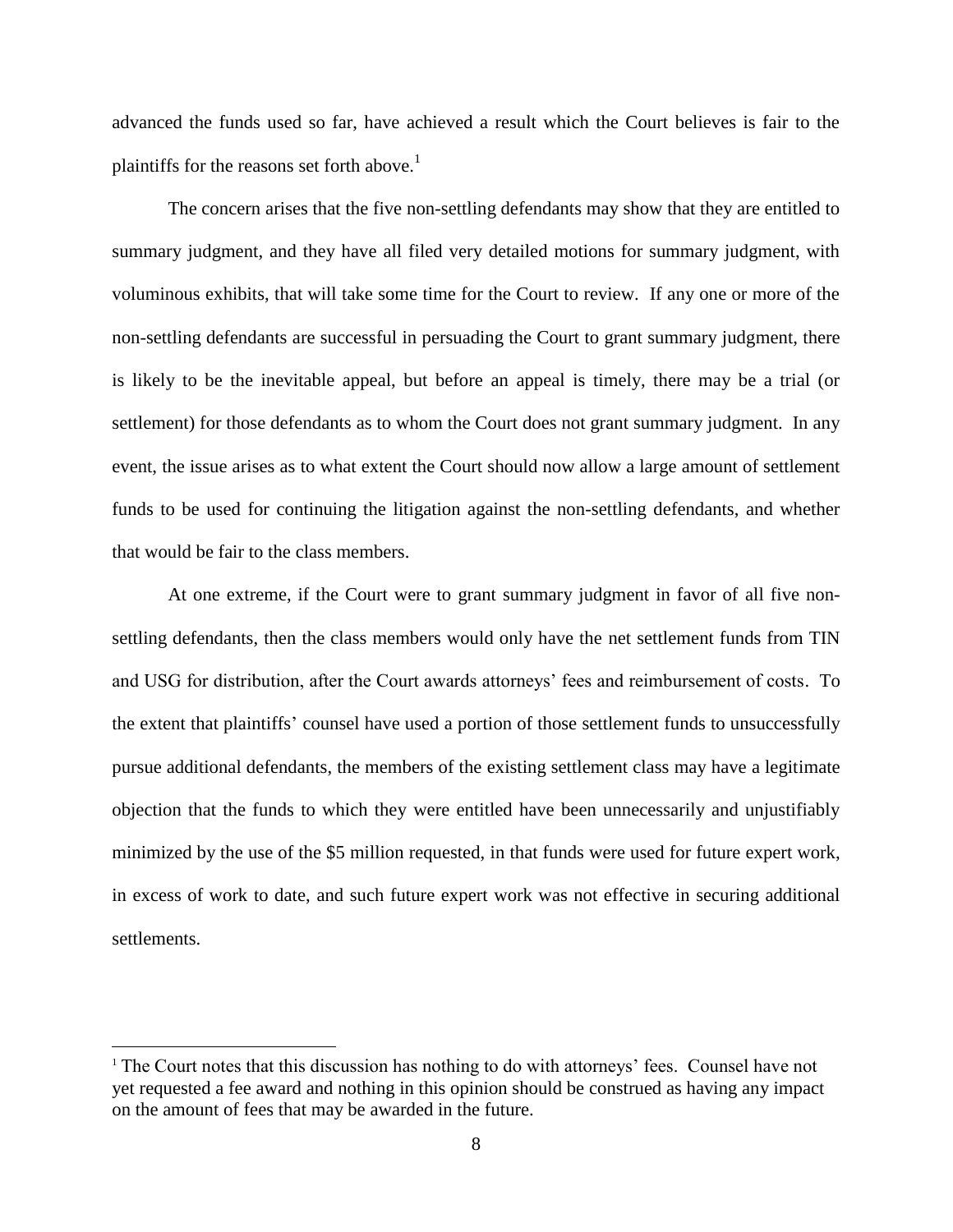advanced the funds used so far, have achieved a result which the Court believes is fair to the plaintiffs for the reasons set forth above.[1]

The concern arises that the five non-settling defendants may show that they are entitled to summary judgment, and they have all filed very detailed motions for summary judgment, with voluminous exhibits, that will take some time for the Court to review. If any one or more of the non-settling defendants are successful in persuading the Court to grant summary judgment, there is likely to be the inevitable appeal, but before an appeal is timely, there may be a trial (or settlement) for those defendants as to whom the Court does not grant summary judgment. In any event, the issue arises as to what extent the Court should now allow a large amount of settlement funds to be used for continuing the litigation against the non-settling defendants, and whether that would be fair to the class members.

At one extreme, if the Court were to grant summary judgment in favor of all five non-settling defendants, then the class members would only have the net settlement funds from TIN and USG for distribution, after the Court awards attorneys' fees and reimbursement of costs. To the extent that plaintiffs' counsel have used a portion of those settlement funds to unsuccessfully pursue additional defendants, the members of the existing settlement class may have a legitimate objection that the funds to which they were entitled have been unnecessarily and unjustifiably minimized by the use of the $5 million requested, in that funds were used for future expert work, in excess of work to date, and such future expert work was not effective in securing additional settlements.

[1] The Court notes that this discussion has nothing to do with attorneys' fees. Counsel have not yet requested a fee award and nothing in this opinion should be construed as having any impact on the amount of fees that may be awarded in the future.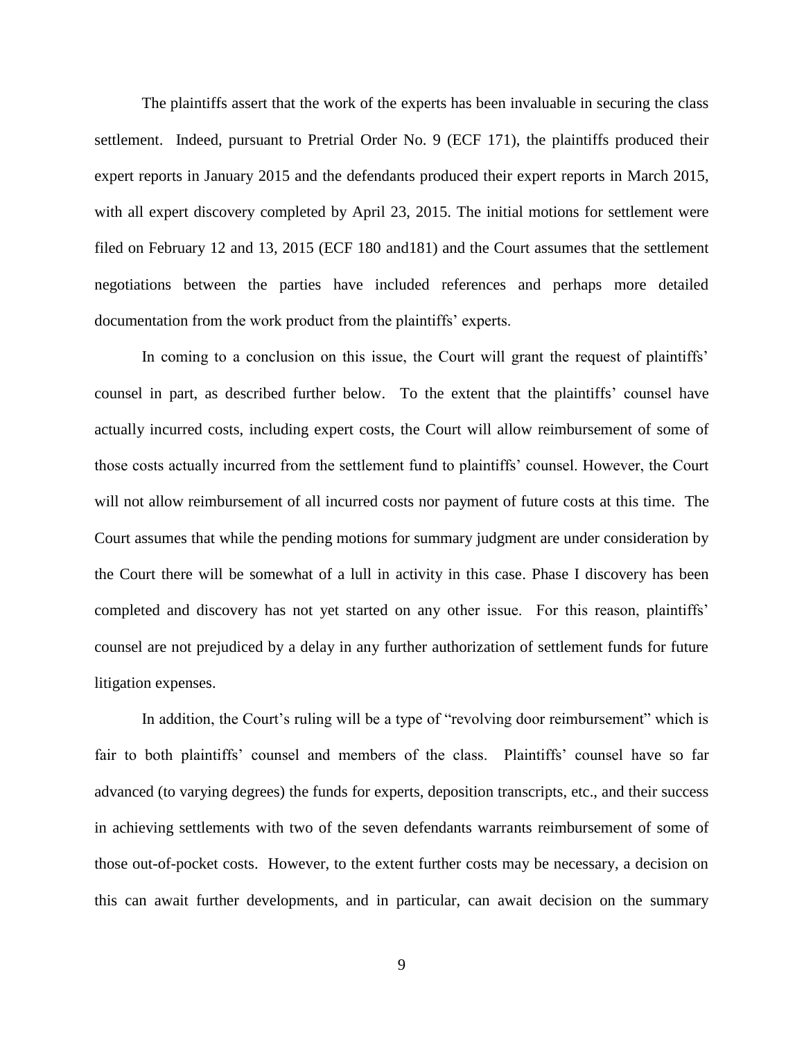The plaintiffs assert that the work of the experts has been invaluable in securing the class settlement. Indeed, pursuant to Pretrial Order No. 9 (ECF 171), the plaintiffs produced their expert reports in January 2015 and the defendants produced their expert reports in March 2015, with all expert discovery completed by April 23, 2015. The initial motions for settlement were filed on February 12 and 13, 2015 (ECF 180 and181) and the Court assumes that the settlement negotiations between the parties have included references and perhaps more detailed documentation from the work product from the plaintiffs' experts.

In coming to a conclusion on this issue, the Court will grant the request of plaintiffs' counsel in part, as described further below. To the extent that the plaintiffs' counsel have actually incurred costs, including expert costs, the Court will allow reimbursement of some of those costs actually incurred from the settlement fund to plaintiffs' counsel. However, the Court will not allow reimbursement of all incurred costs nor payment of future costs at this time. The Court assumes that while the pending motions for summary judgment are under consideration by the Court there will be somewhat of a lull in activity in this case. Phase I discovery has been completed and discovery has not yet started on any other issue. For this reason, plaintiffs' counsel are not prejudiced by a delay in any further authorization of settlement funds for future litigation expenses.

In addition, the Court's ruling will be a type of "revolving door reimbursement" which is fair to both plaintiffs' counsel and members of the class. Plaintiffs' counsel have so far advanced (to varying degrees) the funds for experts, deposition transcripts, etc., and their success in achieving settlements with two of the seven defendants warrants reimbursement of some of those out-of-pocket costs. However, to the extent further costs may be necessary, a decision on this can await further developments, and in particular, can await decision on the summary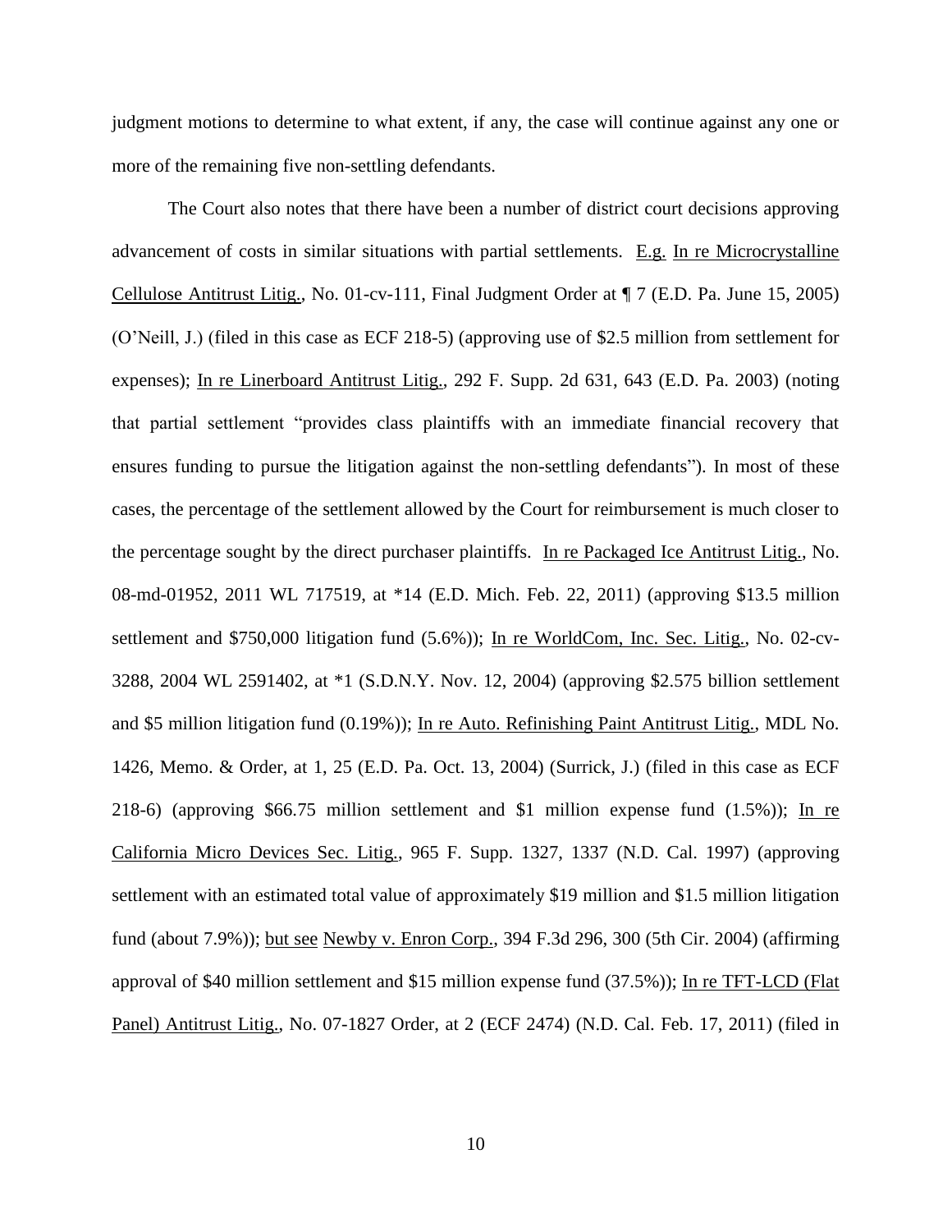judgment motions to determine to what extent, if any, the case will continue against any one or more of the remaining five non-settling defendants.

The Court also notes that there have been a number of district court decisions approving advancement of costs in similar situations with partial settlements. E.g. In re Microcrystalline Cellulose Antitrust Litig., No. 01-cv-111, Final Judgment Order at ¶ 7 (E.D. Pa. June 15, 2005) (O'Neill, J.) (filed in this case as ECF 218-5) (approving use of $2.5 million from settlement for expenses); In re Linerboard Antitrust Litig., 292 F. Supp. 2d 631, 643 (E.D. Pa. 2003) (noting that partial settlement "provides class plaintiffs with an immediate financial recovery that ensures funding to pursue the litigation against the non-settling defendants"). In most of these cases, the percentage of the settlement allowed by the Court for reimbursement is much closer to the percentage sought by the direct purchaser plaintiffs. In re Packaged Ice Antitrust Litig., No. 08-md-01952, 2011 WL 717519, at *14 (E.D. Mich. Feb. 22, 2011) (approving $13.5 million settlement and $750,000 litigation fund (5.6%)); In re WorldCom, Inc. Sec. Litig., No. 02-cv-3288, 2004 WL 2591402, at *1 (S.D.N.Y. Nov. 12, 2004) (approving $2.575 billion settlement and $5 million litigation fund (0.19%)); In re Auto. Refinishing Paint Antitrust Litig., MDL No. 1426, Memo. & Order, at 1, 25 (E.D. Pa. Oct. 13, 2004) (Surrick, J.) (filed in this case as ECF 218-6) (approving $66.75 million settlement and $1 million expense fund (1.5%)); In re California Micro Devices Sec. Litig., 965 F. Supp. 1327, 1337 (N.D. Cal. 1997) (approving settlement with an estimated total value of approximately $19 million and $1.5 million litigation fund (about 7.9%)); but see Newby v. Enron Corp., 394 F.3d 296, 300 (5th Cir. 2004) (affirming approval of $40 million settlement and $15 million expense fund (37.5%)); In re TFT-LCD (Flat Panel) Antitrust Litig., No. 07-1827 Order, at 2 (ECF 2474) (N.D. Cal. Feb. 17, 2011) (filed in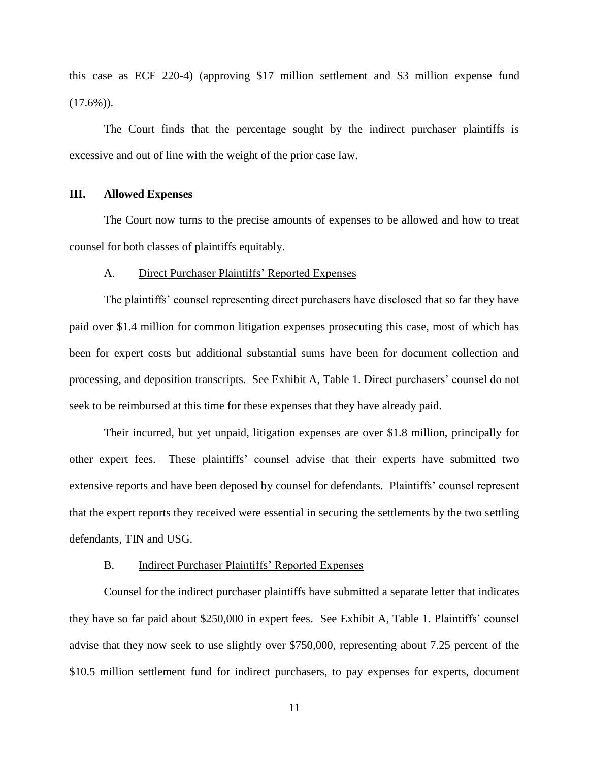this case as ECF 220-4) (approving \$17 million settlement and \$3 million expense fund (17.6%)).

The Court finds that the percentage sought by the indirect purchaser plaintiffs is excessive and out of line with the weight of the prior case law.

## III. Allowed Expenses

The Court now turns to the precise amounts of expenses to be allowed and how to treat counsel for both classes of plaintiffs equitably.

### A. Direct Purchaser Plaintiffs' Reported Expenses

The plaintiffs' counsel representing direct purchasers have disclosed that so far they have paid over \$1.4 million for common litigation expenses prosecuting this case, most of which has been for expert costs but additional substantial sums have been for document collection and processing, and deposition transcripts. See Exhibit A, Table 1. Direct purchasers' counsel do not seek to be reimbursed at this time for these expenses that they have already paid.

Their incurred, but yet unpaid, litigation expenses are over \$1.8 million, principally for other expert fees. These plaintiffs' counsel advise that their experts have submitted two extensive reports and have been deposed by counsel for defendants. Plaintiffs' counsel represent that the expert reports they received were essential in securing the settlements by the two settling defendants, TIN and USG.

### B. Indirect Purchaser Plaintiffs' Reported Expenses

Counsel for the indirect purchaser plaintiffs have submitted a separate letter that indicates they have so far paid about \$250,000 in expert fees. See Exhibit A, Table 1. Plaintiffs' counsel advise that they now seek to use slightly over \$750,000, representing about 7.25 percent of the \$10.5 million settlement fund for indirect purchasers, to pay expenses for experts, document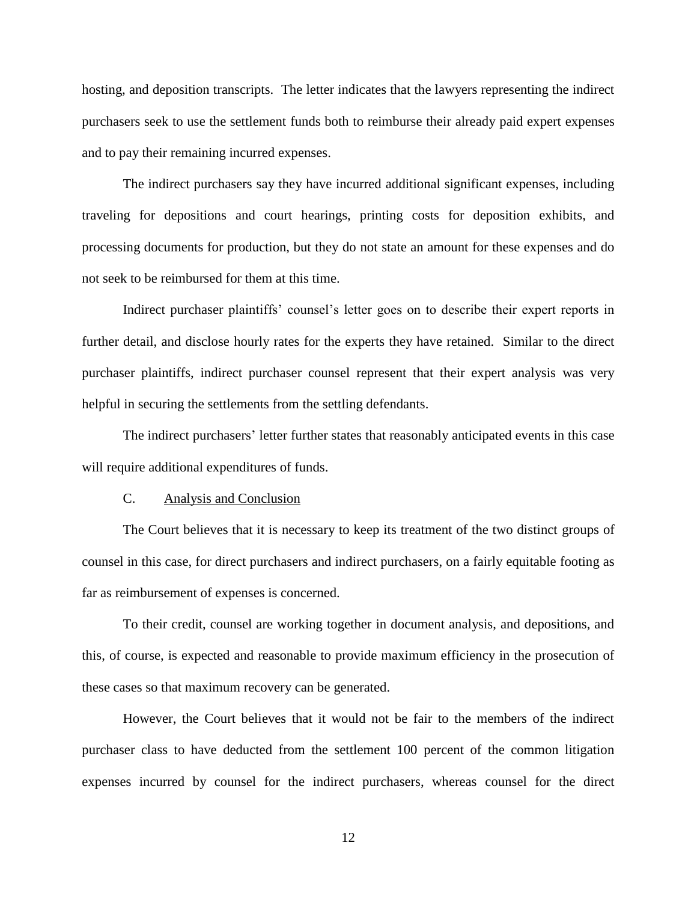hosting, and deposition transcripts. The letter indicates that the lawyers representing the indirect purchasers seek to use the settlement funds both to reimburse their already paid expert expenses and to pay their remaining incurred expenses.

The indirect purchasers say they have incurred additional significant expenses, including traveling for depositions and court hearings, printing costs for deposition exhibits, and processing documents for production, but they do not state an amount for these expenses and do not seek to be reimbursed for them at this time.

Indirect purchaser plaintiffs' counsel's letter goes on to describe their expert reports in further detail, and disclose hourly rates for the experts they have retained. Similar to the direct purchaser plaintiffs, indirect purchaser counsel represent that their expert analysis was very helpful in securing the settlements from the settling defendants.

The indirect purchasers' letter further states that reasonably anticipated events in this case will require additional expenditures of funds.

### C. Analysis and Conclusion

The Court believes that it is necessary to keep its treatment of the two distinct groups of counsel in this case, for direct purchasers and indirect purchasers, on a fairly equitable footing as far as reimbursement of expenses is concerned.

To their credit, counsel are working together in document analysis, and depositions, and this, of course, is expected and reasonable to provide maximum efficiency in the prosecution of these cases so that maximum recovery can be generated.

However, the Court believes that it would not be fair to the members of the indirect purchaser class to have deducted from the settlement 100 percent of the common litigation expenses incurred by counsel for the indirect purchasers, whereas counsel for the direct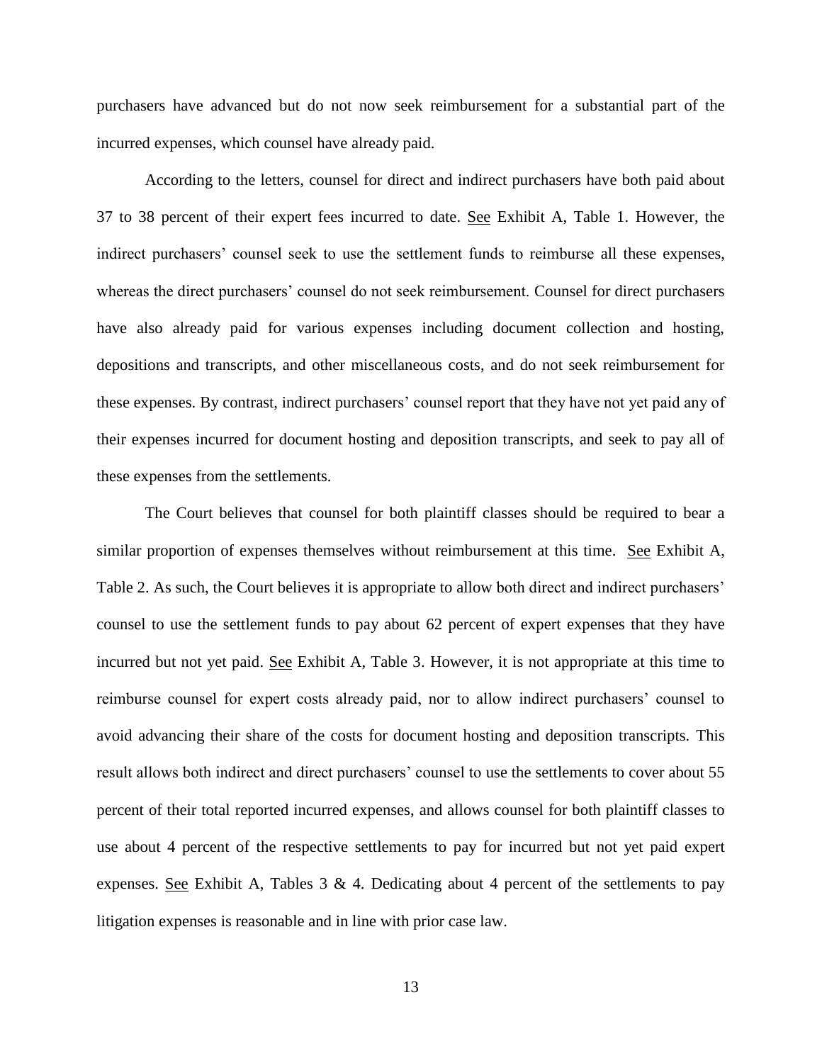purchasers have advanced but do not now seek reimbursement for a substantial part of the incurred expenses, which counsel have already paid.

According to the letters, counsel for direct and indirect purchasers have both paid about 37 to 38 percent of their expert fees incurred to date. See Exhibit A, Table 1. However, the indirect purchasers' counsel seek to use the settlement funds to reimburse all these expenses, whereas the direct purchasers' counsel do not seek reimbursement. Counsel for direct purchasers have also already paid for various expenses including document collection and hosting, depositions and transcripts, and other miscellaneous costs, and do not seek reimbursement for these expenses. By contrast, indirect purchasers' counsel report that they have not yet paid any of their expenses incurred for document hosting and deposition transcripts, and seek to pay all of these expenses from the settlements.

The Court believes that counsel for both plaintiff classes should be required to bear a similar proportion of expenses themselves without reimbursement at this time. See Exhibit A, Table 2. As such, the Court believes it is appropriate to allow both direct and indirect purchasers' counsel to use the settlement funds to pay about 62 percent of expert expenses that they have incurred but not yet paid. See Exhibit A, Table 3. However, it is not appropriate at this time to reimburse counsel for expert costs already paid, nor to allow indirect purchasers' counsel to avoid advancing their share of the costs for document hosting and deposition transcripts. This result allows both indirect and direct purchasers' counsel to use the settlements to cover about 55 percent of their total reported incurred expenses, and allows counsel for both plaintiff classes to use about 4 percent of the respective settlements to pay for incurred but not yet paid expert expenses. See Exhibit A, Tables 3 & 4. Dedicating about 4 percent of the settlements to pay litigation expenses is reasonable and in line with prior case law.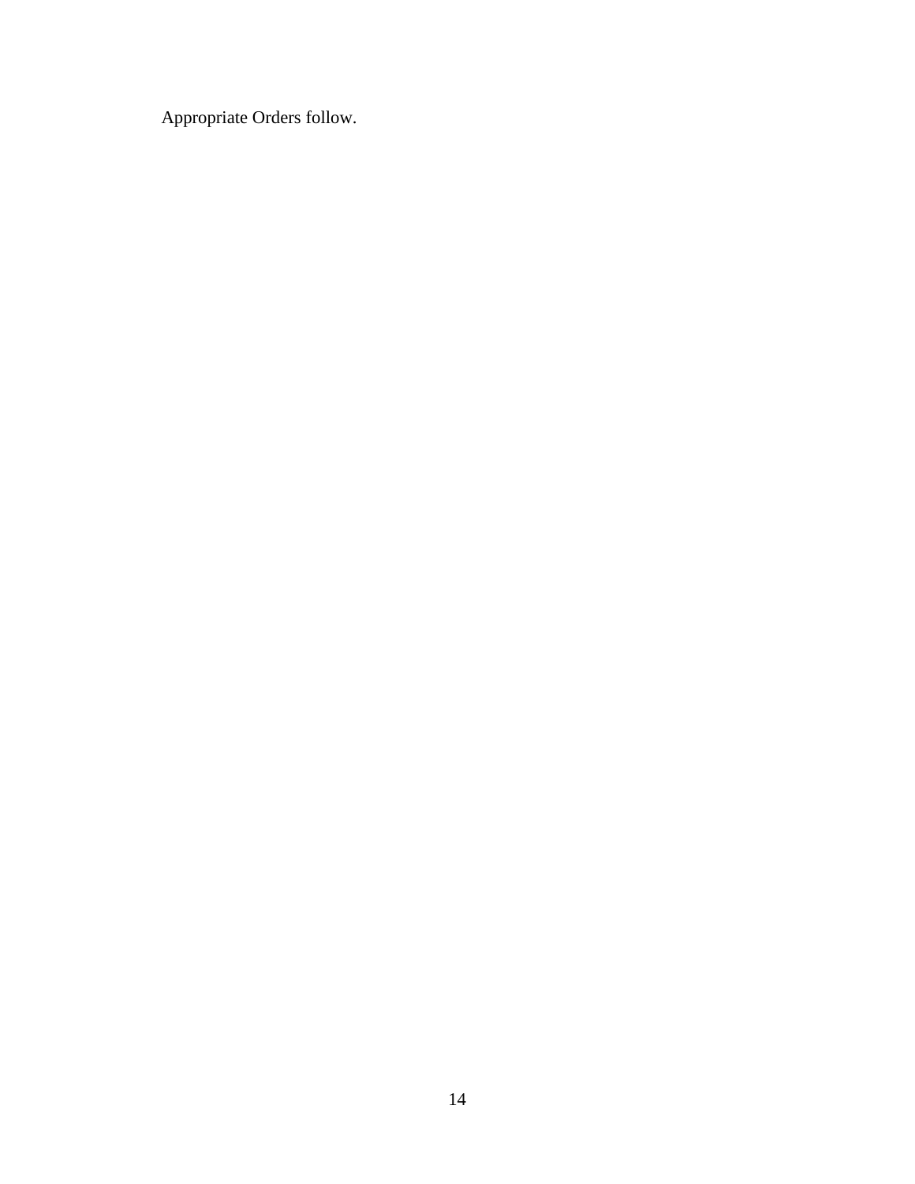Appropriate Orders follow.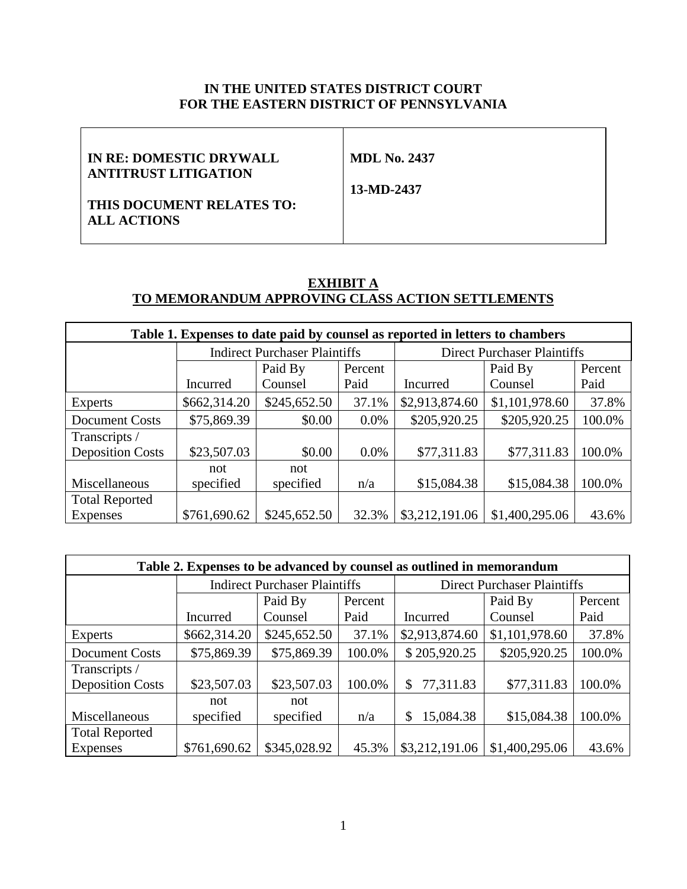**IN THE UNITED STATES DISTRICT COURT**
**FOR THE EASTERN DISTRICT OF PENNSYLVANIA**

| IN RE: DOMESTIC DRYWALL ANTITRUST LITIGATION<br><br>THIS DOCUMENT RELATES TO: ALL ACTIONS | MDL No. 2437<br><br>13-MD-2437 |
|---|---|

## EXHIBIT A
## TO MEMORANDUM APPROVING CLASS ACTION SETTLEMENTS

| Table 1. Expenses to date paid by counsel as reported in letters to chambers | | | | | | |
|---|---|---|---|---|---|---|
| | Indirect Purchaser Plaintiffs | | | Direct Purchaser Plaintiffs | | |
| | Incurred | Paid By Counsel | Percent Paid | Incurred | Paid By Counsel | Percent Paid |
| Experts | $662,314.20 | $245,652.50 | 37.1% | $2,913,874.60 | $1,101,978.60 | 37.8% |
| Document Costs | $75,869.39 | $0.00 | 0.0% | $205,920.25 | $205,920.25 | 100.0% |
| Transcripts / Deposition Costs | $23,507.03 | $0.00 | 0.0% | $77,311.83 | $77,311.83 | 100.0% |
| Miscellaneous | not specified | not specified | n/a | $15,084.38 | $15,084.38 | 100.0% |
| Total Reported Expenses | $761,690.62 | $245,652.50 | 32.3% | $3,212,191.06 | $1,400,295.06 | 43.6% |

| Table 2. Expenses to be advanced by counsel as outlined in memorandum | | | | | | |
|---|---|---|---|---|---|---|
| | Indirect Purchaser Plaintiffs | | | Direct Purchaser Plaintiffs | | |
| | Incurred | Paid By Counsel | Percent Paid | Incurred | Paid By Counsel | Percent Paid |
| Experts | $662,314.20 | $245,652.50 | 37.1% | $2,913,874.60 | $1,101,978.60 | 37.8% |
| Document Costs | $75,869.39 | $75,869.39 | 100.0% | $ 205,920.25 | $205,920.25 | 100.0% |
| Transcripts / Deposition Costs | $23,507.03 | $23,507.03 | 100.0% | $ 77,311.83 | $77,311.83 | 100.0% |
| Miscellaneous | not specified | not specified | n/a | $ 15,084.38 | $15,084.38 | 100.0% |
| Total Reported Expenses | $761,690.62 | $345,028.92 | 45.3% | $3,212,191.06 | $1,400,295.06 | 43.6% |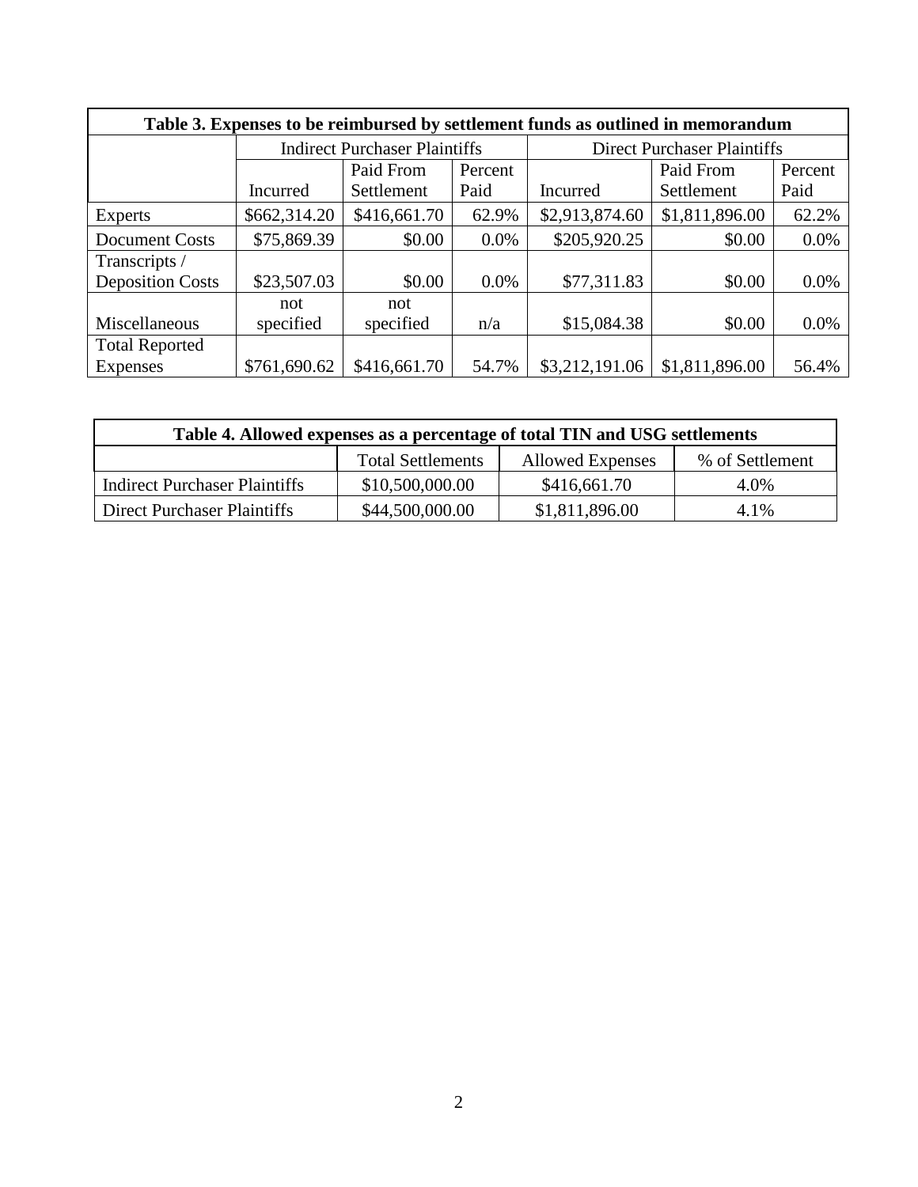**Table 3. Expenses to be reimbursed by settlement funds as outlined in memorandum**

| | Indirect Purchaser Plaintiffs | | | Direct Purchaser Plaintiffs | | |
|---|---|---|---|---|---|---|
| | Incurred | Paid From Settlement | Percent Paid | Incurred | Paid From Settlement | Percent Paid |
| Experts | $662,314.20 | $416,661.70 | 62.9% | $2,913,874.60 | $1,811,896.00 | 62.2% |
| Document Costs | $75,869.39 | $0.00 | 0.0% | $205,920.25 | $0.00 | 0.0% |
| Transcripts / Deposition Costs | $23,507.03 | $0.00 | 0.0% | $77,311.83 | $0.00 | 0.0% |
| Miscellaneous | not specified | not specified | n/a | $15,084.38 | $0.00 | 0.0% |
| Total Reported Expenses | $761,690.62 | $416,661.70 | 54.7% | $3,212,191.06 | $1,811,896.00 | 56.4% |

**Table 4. Allowed expenses as a percentage of total TIN and USG settlements**

| | Total Settlements | Allowed Expenses | % of Settlement |
|---|---|---|---|
| Indirect Purchaser Plaintiffs | $10,500,000.00 | $416,661.70 | 4.0% |
| Direct Purchaser Plaintiffs | $44,500,000.00 | $1,811,896.00 | 4.1% |